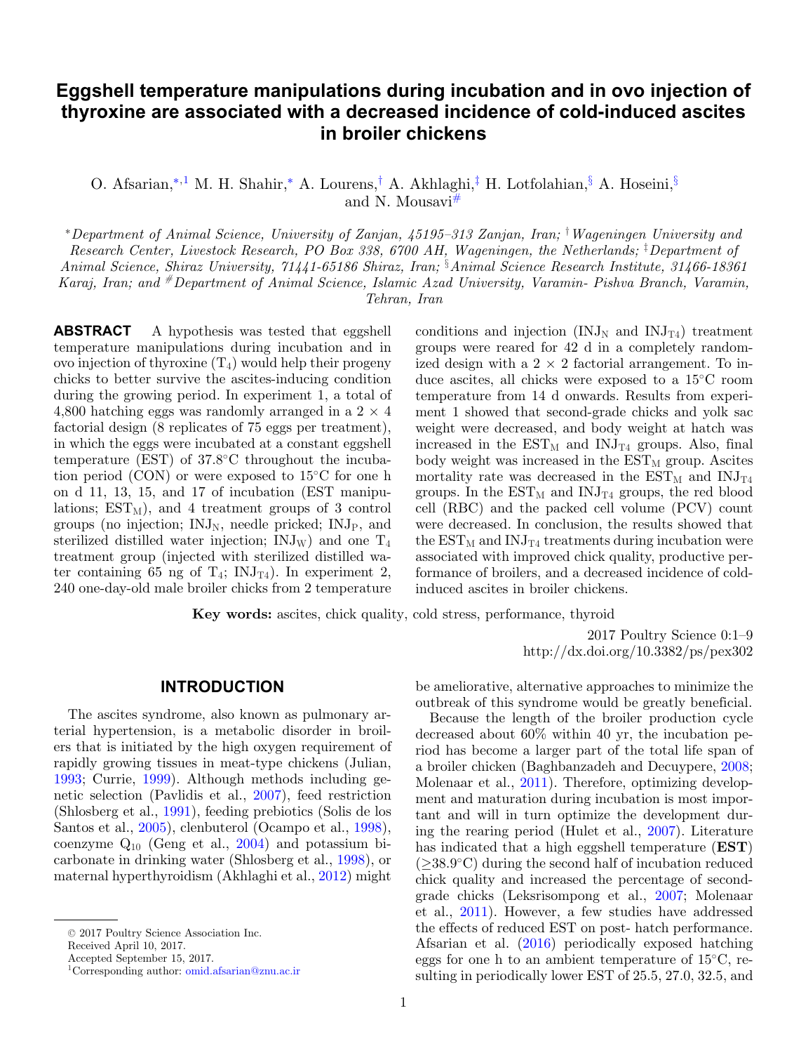# Eggshell temperature manipulations during incubation and in ovo injection of thyroxine are associated with a decreased incidence of cold-induced ascites in broiler chickens

O. Afsarian,[*,1] M. H. Shahir,[*] A. Lourens,[†] A. Akhlaghi,[‡] H. Lotfolahian,[§] A. Hoseini,[§] and N. Mousavi[#]

[*]*Department of Animal Science, University of Zanjan, 45195–313 Zanjan, Iran;* [†]*Wageningen University and Research Center, Livestock Research, PO Box 338, 6700 AH, Wageningen, the Netherlands;* [‡]*Department of Animal Science, Shiraz University, 71441-65186 Shiraz, Iran;* [§]*Animal Science Research Institute, 31466-18361 Karaj, Iran; and* [#]*Department of Animal Science, Islamic Azad University, Varamin- Pishva Branch, Varamin, Tehran, Iran*

**ABSTRACT** A hypothesis was tested that eggshell temperature manipulations during incubation and in ovo injection of thyroxine ($T_4$) would help their progeny chicks to better survive the ascites-inducing condition during the growing period. In experiment 1, a total of 4,800 hatching eggs was randomly arranged in a 2 × 4 factorial design (8 replicates of 75 eggs per treatment), in which the eggs were incubated at a constant eggshell temperature (EST) of 37.8°C throughout the incubation period (CON) or were exposed to 15°C for one h on d 11, 13, 15, and 17 of incubation (EST manipulations; $EST_M$), and 4 treatment groups of 3 control groups (no injection; $INJ_N$, needle pricked; $INJ_P$, and sterilized distilled water injection; $INJ_W$) and one $T_4$ treatment group (injected with sterilized distilled water containing 65 ng of $T_4$; $INJ_{T4}$). In experiment 2, 240 one-day-old male broiler chicks from 2 temperature conditions and injection ($INJ_N$ and $INJ_{T4}$) treatment groups were reared for 42 d in a completely randomized design with a 2 × 2 factorial arrangement. To induce ascites, all chicks were exposed to a 15°C room temperature from 14 d onwards. Results from experiment 1 showed that second-grade chicks and yolk sac weight were decreased, and body weight at hatch was increased in the $EST_M$ and $INJ_{T4}$ groups. Also, final body weight was increased in the $EST_M$ group. Ascites mortality rate was decreased in the $EST_M$ and $INJ_{T4}$ groups. In the $EST_M$ and $INJ_{T4}$ groups, the red blood cell (RBC) and the packed cell volume (PCV) count were decreased. In conclusion, the results showed that the $EST_M$ and $INJ_{T4}$ treatments during incubation were associated with improved chick quality, productive performance of broilers, and a decreased incidence of cold-induced ascites in broiler chickens.

**Key words:** ascites, chick quality, cold stress, performance, thyroid

2017 Poultry Science 0:1–9
http://dx.doi.org/10.3382/ps/pex302

## INTRODUCTION

The ascites syndrome, also known as pulmonary arterial hypertension, is a metabolic disorder in broilers that is initiated by the high oxygen requirement of rapidly growing tissues in meat-type chickens (Julian, 1993; Currie, 1999). Although methods including genetic selection (Pavlidis et al., 2007), feed restriction (Shlosberg et al., 1991), feeding prebiotics (Solis de los Santos et al., 2005), clenbuterol (Ocampo et al., 1998), coenzyme $Q_{10}$ (Geng et al., 2004) and potassium bicarbonate in drinking water (Shlosberg et al., 1998), or maternal hyperthyroidism (Akhlaghi et al., 2012) might be ameliorative, alternative approaches to minimize the outbreak of this syndrome would be greatly beneficial.

Because the length of the broiler production cycle decreased about 60% within 40 yr, the incubation period has become a larger part of the total life span of a broiler chicken (Baghbanzadeh and Decuypere, 2008; Molenaar et al., 2011). Therefore, optimizing development and maturation during incubation is most important and will in turn optimize the development during the rearing period (Hulet et al., 2007). Literature has indicated that a high eggshell temperature (**EST**) (≥38.9°C) during the second half of incubation reduced chick quality and increased the percentage of second-grade chicks (Leksrisompong et al., 2007; Molenaar et al., 2011). However, a few studies have addressed the effects of reduced EST on post- hatch performance. Afsarian et al. (2016) periodically exposed hatching eggs for one h to an ambient temperature of 15°C, resulting in periodically lower EST of 25.5, 27.0, 32.5, and

© 2017 Poultry Science Association Inc.
Received April 10, 2017.
Accepted September 15, 2017.
[1]Corresponding author: omid.afsarian@znu.ac.ir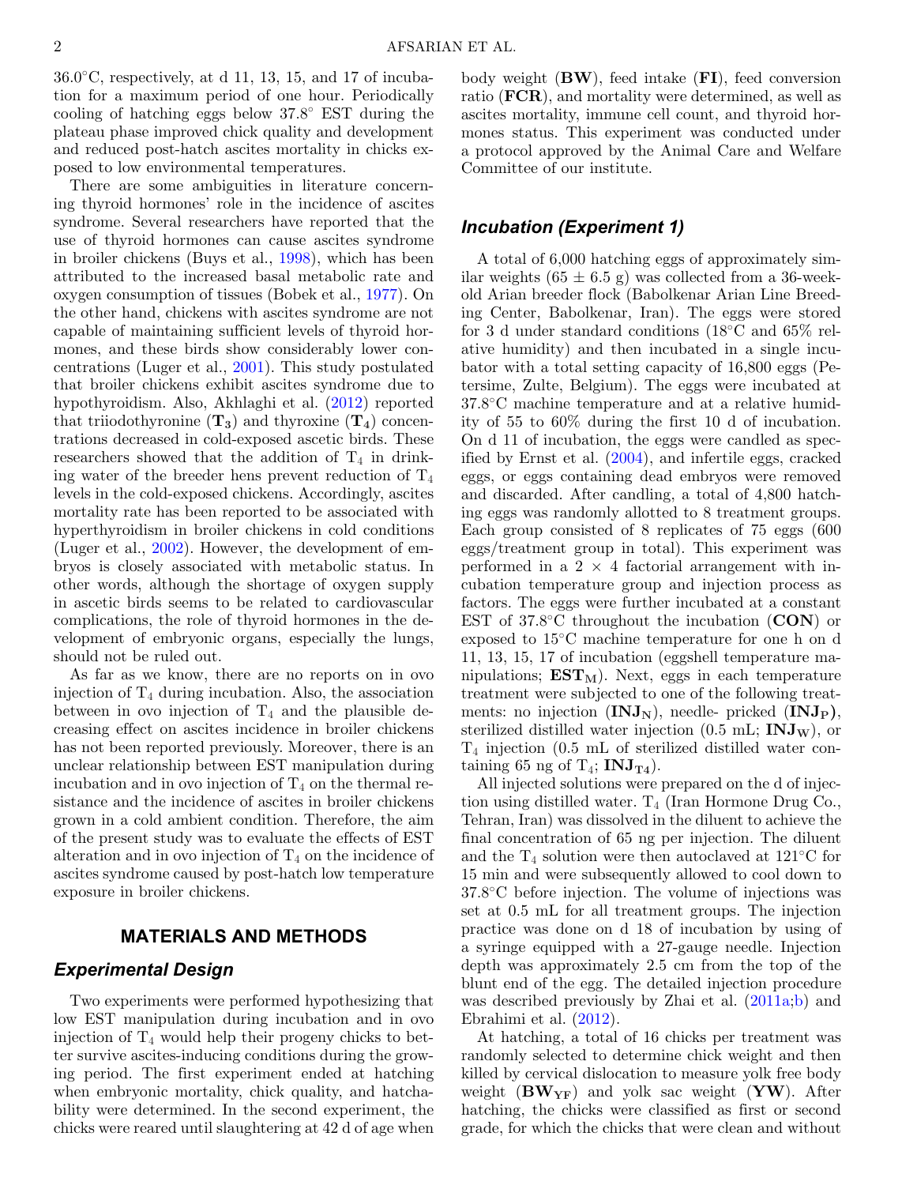36.0°C, respectively, at d 11, 13, 15, and 17 of incubation for a maximum period of one hour. Periodically cooling of hatching eggs below 37.8° EST during the plateau phase improved chick quality and development and reduced post-hatch ascites mortality in chicks exposed to low environmental temperatures.

There are some ambiguities in literature concerning thyroid hormones' role in the incidence of ascites syndrome. Several researchers have reported that the use of thyroid hormones can cause ascites syndrome in broiler chickens (Buys et al., 1998), which has been attributed to the increased basal metabolic rate and oxygen consumption of tissues (Bobek et al., 1977). On the other hand, chickens with ascites syndrome are not capable of maintaining sufficient levels of thyroid hormones, and these birds show considerably lower concentrations (Luger et al., 2001). This study postulated that broiler chickens exhibit ascites syndrome due to hypothyroidism. Also, Akhlaghi et al. (2012) reported that triiodothyronine (**$T_3$**) and thyroxine (**$T_4$**) concentrations decreased in cold-exposed ascetic birds. These researchers showed that the addition of $T_4$ in drinking water of the breeder hens prevent reduction of $T_4$ levels in the cold-exposed chickens. Accordingly, ascites mortality rate has been reported to be associated with hyperthyroidism in broiler chickens in cold conditions (Luger et al., 2002). However, the development of embryos is closely associated with metabolic status. In other words, although the shortage of oxygen supply in ascetic birds seems to be related to cardiovascular complications, the role of thyroid hormones in the development of embryonic organs, especially the lungs, should not be ruled out.

As far as we know, there are no reports on in ovo injection of $T_4$ during incubation. Also, the association between in ovo injection of $T_4$ and the plausible decreasing effect on ascites incidence in broiler chickens has not been reported previously. Moreover, there is an unclear relationship between EST manipulation during incubation and in ovo injection of $T_4$ on the thermal resistance and the incidence of ascites in broiler chickens grown in a cold ambient condition. Therefore, the aim of the present study was to evaluate the effects of EST alteration and in ovo injection of $T_4$ on the incidence of ascites syndrome caused by post-hatch low temperature exposure in broiler chickens.

## MATERIALS AND METHODS

### *Experimental Design*

Two experiments were performed hypothesizing that low EST manipulation during incubation and in ovo injection of $T_4$ would help their progeny chicks to better survive ascites-inducing conditions during the growing period. The first experiment ended at hatching when embryonic mortality, chick quality, and hatchability were determined. In the second experiment, the chicks were reared until slaughtering at 42 d of age when body weight (**BW**), feed intake (**FI**), feed conversion ratio (**FCR**), and mortality were determined, as well as ascites mortality, immune cell count, and thyroid hormones status. This experiment was conducted under a protocol approved by the Animal Care and Welfare Committee of our institute.

### *Incubation (Experiment 1)*

A total of 6,000 hatching eggs of approximately similar weights (65 ± 6.5 g) was collected from a 36-week-old Arian breeder flock (Babolkenar Arian Line Breeding Center, Babolkenar, Iran). The eggs were stored for 3 d under standard conditions (18°C and 65% relative humidity) and then incubated in a single incubator with a total setting capacity of 16,800 eggs (Petersime, Zulte, Belgium). The eggs were incubated at 37.8°C machine temperature and at a relative humidity of 55 to 60% during the first 10 d of incubation. On d 11 of incubation, the eggs were candled as specified by Ernst et al. (2004), and infertile eggs, cracked eggs, or eggs containing dead embryos were removed and discarded. After candling, a total of 4,800 hatching eggs was randomly allotted to 8 treatment groups. Each group consisted of 8 replicates of 75 eggs (600 eggs/treatment group in total). This experiment was performed in a 2 × 4 factorial arrangement with incubation temperature group and injection process as factors. The eggs were further incubated at a constant EST of 37.8°C throughout the incubation (**CON**) or exposed to 15°C machine temperature for one h on d 11, 13, 15, 17 of incubation (eggshell temperature manipulations; **$EST_M$**). Next, eggs in each temperature treatment were subjected to one of the following treatments: no injection (**$INJ_N$**), needle- pricked (**$INJ_P$**), sterilized distilled water injection (0.5 mL; **$INJ_W$**), or $T_4$ injection (0.5 mL of sterilized distilled water containing 65 ng of $T_4$; **$INJ_{T4}$**).

All injected solutions were prepared on the d of injection using distilled water. $T_4$ (Iran Hormone Drug Co., Tehran, Iran) was dissolved in the diluent to achieve the final concentration of 65 ng per injection. The diluent and the $T_4$ solution were then autoclaved at 121°C for 15 min and were subsequently allowed to cool down to 37.8°C before injection. The volume of injections was set at 0.5 mL for all treatment groups. The injection practice was done on d 18 of incubation by using of a syringe equipped with a 27-gauge needle. Injection depth was approximately 2.5 cm from the top of the blunt end of the egg. The detailed injection procedure was described previously by Zhai et al. (2011a;b) and Ebrahimi et al. (2012).

At hatching, a total of 16 chicks per treatment was randomly selected to determine chick weight and then killed by cervical dislocation to measure yolk free body weight (**$BW_{YF}$**) and yolk sac weight (**YW**). After hatching, the chicks were classified as first or second grade, for which the chicks that were clean and without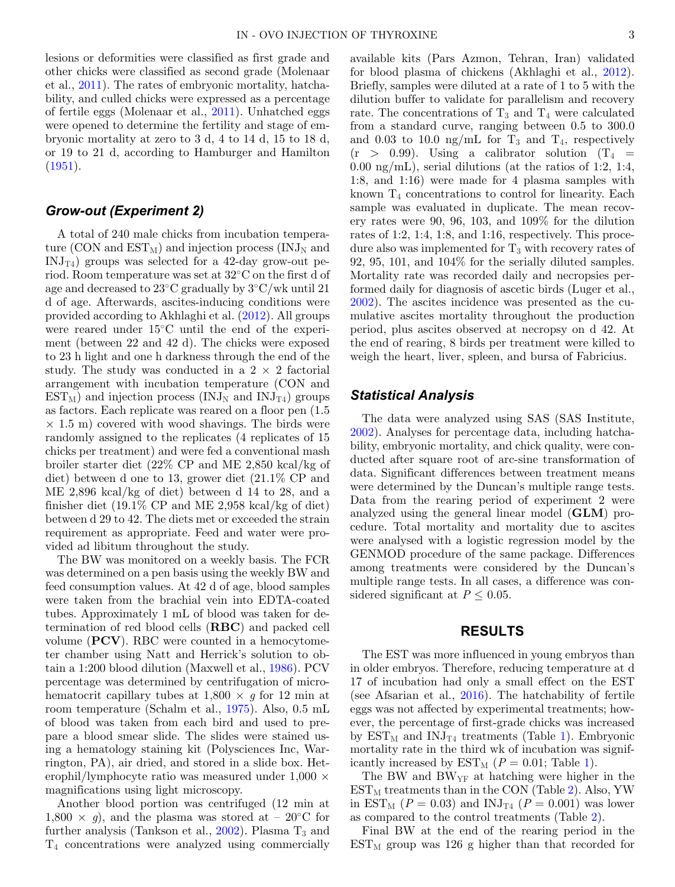lesions or deformities were classified as first grade and other chicks were classified as second grade (Molenaar et al., 2011). The rates of embryonic mortality, hatchability, and culled chicks were expressed as a percentage of fertile eggs (Molenaar et al., 2011). Unhatched eggs were opened to determine the fertility and stage of embryonic mortality at zero to 3 d, 4 to 14 d, 15 to 18 d, or 19 to 21 d, according to Hamburger and Hamilton (1951).

### Grow-out (Experiment 2)

A total of 240 male chicks from incubation temperature (CON and $EST_M$) and injection process ($INJ_N$ and $INJ_{T4}$) groups was selected for a 42-day grow-out period. Room temperature was set at 32°C on the first d of age and decreased to 23°C gradually by 3°C/wk until 21 d of age. Afterwards, ascites-inducing conditions were provided according to Akhlaghi et al. (2012). All groups were reared under 15°C until the end of the experiment (between 22 and 42 d). The chicks were exposed to 23 h light and one h darkness through the end of the study. The study was conducted in a 2 × 2 factorial arrangement with incubation temperature (CON and $EST_M$) and injection process ($INJ_N$ and $INJ_{T4}$) groups as factors. Each replicate was reared on a floor pen (1.5 × 1.5 m) covered with wood shavings. The birds were randomly assigned to the replicates (4 replicates of 15 chicks per treatment) and were fed a conventional mash broiler starter diet (22% CP and ME 2,850 kcal/kg of diet) between d one to 13, grower diet (21.1% CP and ME 2,896 kcal/kg of diet) between d 14 to 28, and a finisher diet (19.1% CP and ME 2,958 kcal/kg of diet) between d 29 to 42. The diets met or exceeded the strain requirement as appropriate. Feed and water were provided ad libitum throughout the study.

The BW was monitored on a weekly basis. The FCR was determined on a pen basis using the weekly BW and feed consumption values. At 42 d of age, blood samples were taken from the brachial vein into EDTA-coated tubes. Approximately 1 mL of blood was taken for determination of red blood cells (**RBC**) and packed cell volume (**PCV**). RBC were counted in a hemocytometer chamber using Natt and Herrick's solution to obtain a 1:200 blood dilution (Maxwell et al., 1986). PCV percentage was determined by centrifugation of microhematocrit capillary tubes at 1,800 × *g* for 12 min at room temperature (Schalm et al., 1975). Also, 0.5 mL of blood was taken from each bird and used to prepare a blood smear slide. The slides were stained using a hematology staining kit (Polysciences Inc, Warrington, PA), air dried, and stored in a slide box. Heterophil/lymphocyte ratio was measured under 1,000 × magnifications using light microscopy.

Another blood portion was centrifuged (12 min at 1,800 × *g*), and the plasma was stored at – 20°C for further analysis (Tankson et al., 2002). Plasma $T_3$ and $T_4$ concentrations were analyzed using commercially available kits (Pars Azmon, Tehran, Iran) validated for blood plasma of chickens (Akhlaghi et al., 2012). Briefly, samples were diluted at a rate of 1 to 5 with the dilution buffer to validate for parallelism and recovery rate. The concentrations of $T_3$ and $T_4$ were calculated from a standard curve, ranging between 0.5 to 300.0 and 0.03 to 10.0 ng/mL for $T_3$ and $T_4$, respectively ($r > 0.99$). Using a calibrator solution ($T_4$ = 0.00 ng/mL), serial dilutions (at the ratios of 1:2, 1:4, 1:8, and 1:16) were made for 4 plasma samples with known $T_4$ concentrations to control for linearity. Each sample was evaluated in duplicate. The mean recovery rates were 90, 96, 103, and 109% for the dilution rates of 1:2, 1:4, 1:8, and 1:16, respectively. This procedure also was implemented for $T_3$ with recovery rates of 92, 95, 101, and 104% for the serially diluted samples. Mortality rate was recorded daily and necropsies performed daily for diagnosis of ascetic birds (Luger et al., 2002). The ascites incidence was presented as the cumulative ascites mortality throughout the production period, plus ascites observed at necropsy on d 42. At the end of rearing, 8 birds per treatment were killed to weigh the heart, liver, spleen, and bursa of Fabricius.

### Statistical Analysis

The data were analyzed using SAS (SAS Institute, 2002). Analyses for percentage data, including hatchability, embryonic mortality, and chick quality, were conducted after square root of arc-sine transformation of data. Significant differences between treatment means were determined by the Duncan's multiple range tests. Data from the rearing period of experiment 2 were analyzed using the general linear model (**GLM**) procedure. Total mortality and mortality due to ascites were analysed with a logistic regression model by the GENMOD procedure of the same package. Differences among treatments were considered by the Duncan's multiple range tests. In all cases, a difference was considered significant at $P \leq 0.05$.

## RESULTS

The EST was more influenced in young embryos than in older embryos. Therefore, reducing temperature at d 17 of incubation had only a small effect on the EST (see Afsarian et al., 2016). The hatchability of fertile eggs was not affected by experimental treatments; however, the percentage of first-grade chicks was increased by $EST_M$ and $INJ_{T4}$ treatments (Table 1). Embryonic mortality rate in the third wk of incubation was significantly increased by $EST_M$ ($P = 0.01$; Table 1).

The BW and $BW_{YF}$ at hatching were higher in the $EST_M$ treatments than in the CON (Table 2). Also, YW in $EST_M$ ($P = 0.03$) and $INJ_{T4}$ ($P = 0.001$) was lower as compared to the control treatments (Table 2).

Final BW at the end of the rearing period in the $EST_M$ group was 126 g higher than that recorded for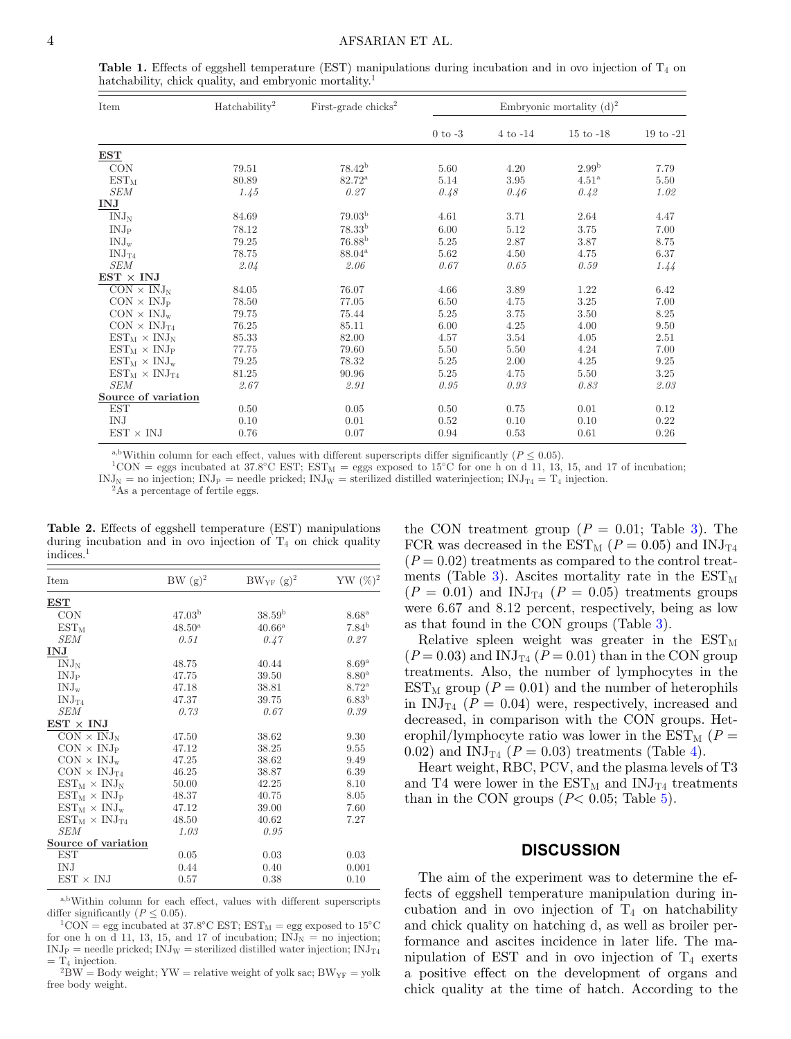**Table 1.** Effects of eggshell temperature (EST) manipulations during incubation and in ovo injection of $T_4$ on hatchability, chick quality, and embryonic mortality.[1]

| Item | Hatchability[2] | First-grade chicks[2] | Embryonic mortality (d)[2] | | | |
|---|---|---|---|---|---|---|
| | | | 0 to -3 | 4 to -14 | 15 to -18 | 19 to -21 |
| **EST** | | | | | | |
| CON | 79.51 | 78.42[b] | 5.60 | 4.20 | 2.99[b] | 7.79 |
| $EST_M$ | 80.89 | 82.72[a] | 5.14 | 3.95 | 4.51[a] | 5.50 |
| *SEM* | *1.45* | *0.27* | *0.48* | *0.46* | *0.42* | *1.02* |
| **INJ** | | | | | | |
| $INJ_N$ | 84.69 | 79.03[b] | 4.61 | 3.71 | 2.64 | 4.47 |
| $INJ_P$ | 78.12 | 78.33[b] | 6.00 | 5.12 | 3.75 | 7.00 |
| $INJ_w$ | 79.25 | 76.88[b] | 5.25 | 2.87 | 3.87 | 8.75 |
| $INJ_{T4}$ | 78.75 | 88.04[a] | 5.62 | 4.50 | 4.75 | 6.37 |
| *SEM* | *2.04* | *2.06* | *0.67* | *0.65* | *0.59* | *1.44* |
| **EST × INJ** | | | | | | |
| CON × $INJ_N$ | 84.05 | 76.07 | 4.66 | 3.89 | 1.22 | 6.42 |
| CON × $INJ_P$ | 78.50 | 77.05 | 6.50 | 4.75 | 3.25 | 7.00 |
| CON × $INJ_w$ | 79.75 | 75.44 | 5.25 | 3.75 | 3.50 | 8.25 |
| CON × $INJ_{T4}$ | 76.25 | 85.11 | 6.00 | 4.25 | 4.00 | 9.50 |
| $EST_M$ × $INJ_N$ | 85.33 | 82.00 | 4.57 | 3.54 | 4.05 | 2.51 |
| $EST_M$ × $INJ_P$ | 77.75 | 79.60 | 5.50 | 5.50 | 4.24 | 7.00 |
| $EST_M$ × $INJ_w$ | 79.25 | 78.32 | 5.25 | 2.00 | 4.25 | 9.25 |
| $EST_M$ × $INJ_{T4}$ | 81.25 | 90.96 | 5.25 | 4.75 | 5.50 | 3.25 |
| *SEM* | *2.67* | *2.91* | *0.95* | *0.93* | *0.83* | *2.03* |
| **Source of variation** | | | | | | |
| EST | 0.50 | 0.05 | 0.50 | 0.75 | 0.01 | 0.12 |
| INJ | 0.10 | 0.01 | 0.52 | 0.10 | 0.10 | 0.22 |
| EST × INJ | 0.76 | 0.07 | 0.94 | 0.53 | 0.61 | 0.26 |

[a,b]Within column for each effect, values with different superscripts differ significantly ($P \leq 0.05$).
[1]CON = eggs incubated at 37.8°C EST; $EST_M$ = eggs exposed to 15°C for one h on d 11, 13, 15, and 17 of incubation; $INJ_N$ = no injection; $INJ_P$ = needle pricked; $INJ_W$ = sterilized distilled waterinjection; $INJ_{T4}$ = $T_4$ injection.
[2]As a percentage of fertile eggs.

**Table 2.** Effects of eggshell temperature (EST) manipulations during incubation and in ovo injection of $T_4$ on chick quality indices.[1]

| Item | BW (g)[2] | $BW_{YF}$ (g)[2] | YW (%)[2] |
|---|---|---|---|
| **EST** | | | |
| CON | 47.03[b] | 38.59[b] | 8.68[a] |
| $EST_M$ | 48.50[a] | 40.66[a] | 7.84[b] |
| *SEM* | *0.51* | *0.47* | *0.27* |
| **INJ** | | | |
| $INJ_N$ | 48.75 | 40.44 | 8.69[a] |
| $INJ_P$ | 47.75 | 39.50 | 8.80[a] |
| $INJ_w$ | 47.18 | 38.81 | 8.72[a] |
| $INJ_{T4}$ | 47.37 | 39.75 | 6.83[b] |
| *SEM* | *0.73* | *0.67* | *0.39* |
| **EST × INJ** | | | |
| CON × $INJ_N$ | 47.50 | 38.62 | 9.30 |
| CON × $INJ_P$ | 47.12 | 38.25 | 9.55 |
| CON × $INJ_w$ | 47.25 | 38.62 | 9.49 |
| CON × $INJ_{T4}$ | 46.25 | 38.87 | 6.39 |
| $EST_M$ × $INJ_N$ | 50.00 | 42.25 | 8.10 |
| $EST_M$ × $INJ_P$ | 48.37 | 40.75 | 8.05 |
| $EST_M$ × $INJ_w$ | 47.12 | 39.00 | 7.60 |
| $EST_M$ × $INJ_{T4}$ | 48.50 | 40.62 | 7.27 |
| *SEM* | *1.03* | *0.95* | |
| **Source of variation** | | | |
| EST | 0.05 | 0.03 | 0.03 |
| INJ | 0.44 | 0.40 | 0.001 |
| EST × INJ | 0.57 | 0.38 | 0.10 |

[a,b]Within column for each effect, values with different superscripts differ significantly ($P \leq 0.05$).
[1]CON = egg incubated at 37.8°C EST; $EST_M$ = egg exposed to 15°C for one h on d 11, 13, 15, and 17 of incubation; $INJ_N$ = no injection; $INJ_P$ = needle pricked; $INJ_W$ = sterilized distilled water injection; $INJ_{T4}$ = $T_4$ injection.
[2]BW = Body weight; YW = relative weight of yolk sac; $BW_{YF}$ = yolk free body weight.

the CON treatment group ($P$ = 0.01; Table 3). The FCR was decreased in the $EST_M$ ($P$ = 0.05) and $INJ_{T4}$ ($P = 0.02$) treatments as compared to the control treatments (Table 3). Ascites mortality rate in the $EST_M$ ($P$ = 0.01) and $INJ_{T4}$ ($P$ = 0.05) treatments groups were 6.67 and 8.12 percent, respectively, being as low as that found in the CON groups (Table 3).

Relative spleen weight was greater in the $EST_M$ ($P = 0.03$) and $INJ_{T4}$ ($P = 0.01$) than in the CON group treatments. Also, the number of lymphocytes in the $EST_M$ group ($P$ = 0.01) and the number of heterophils in $INJ_{T4}$ ($P$ = 0.04) were, respectively, increased and decreased, in comparison with the CON groups. Heterophil/lymphocyte ratio was lower in the $EST_M$ ($P$ = 0.02) and $INJ_{T4}$ ($P$ = 0.03) treatments (Table 4).

Heart weight, RBC, PCV, and the plasma levels of T3 and T4 were lower in the $EST_M$ and $INJ_{T4}$ treatments than in the CON groups ($P$< 0.05; Table 5).

## DISCUSSION

The aim of the experiment was to determine the effects of eggshell temperature manipulation during incubation and in ovo injection of $T_4$ on hatchability and chick quality on hatching d, as well as broiler performance and ascites incidence in later life. The manipulation of EST and in ovo injection of $T_4$ exerts a positive effect on the development of organs and chick quality at the time of hatch. According to the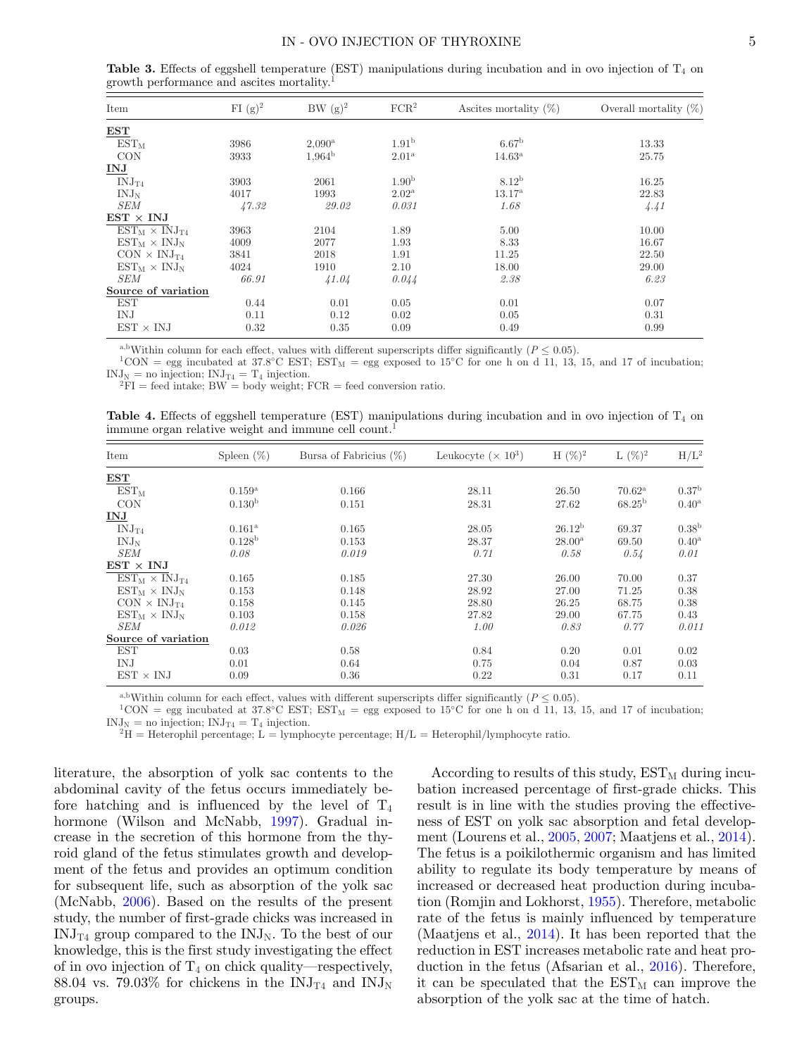**Table 3.** Effects of eggshell temperature (EST) manipulations during incubation and in ovo injection of $T_4$ on growth performance and ascites mortality.[1]

| Item | FI (g)[2] | BW (g)[2] | FCR[2] | Ascites mortality (%) | Overall mortality (%) |
|---|---|---|---|---|---|
| **EST** | | | | | |
| $EST_M$ | 3986 | 2,090[a] | 1.91[b] | 6.67[b] | 13.33 |
| CON | 3933 | 1,964[b] | 2.01[a] | 14.63[a] | 25.75 |
| **INJ** | | | | | |
| $INJ_{T4}$ | 3903 | 2061 | 1.90[b] | 8.12[b] | 16.25 |
| $INJ_N$ | 4017 | 1993 | 2.02[a] | 13.17[a] | 22.83 |
| *SEM* | *47.32* | *29.02* | *0.031* | *1.68* | *4.41* |
| **EST × INJ** | | | | | |
| $EST_M \times INJ_{T4}$ | 3963 | 2104 | 1.89 | 5.00 | 10.00 |
| $EST_M \times INJ_N$ | 4009 | 2077 | 1.93 | 8.33 | 16.67 |
| CON × $INJ_{T4}$ | 3841 | 2018 | 1.91 | 11.25 | 22.50 |
| $EST_M \times INJ_N$ | 4024 | 1910 | 2.10 | 18.00 | 29.00 |
| *SEM* | *66.91* | *41.04* | *0.044* | *2.38* | *6.23* |
| **Source of variation** | | | | | |
| EST | 0.44 | 0.01 | 0.05 | 0.01 | 0.07 |
| INJ | 0.11 | 0.12 | 0.02 | 0.05 | 0.31 |
| EST × INJ | 0.32 | 0.35 | 0.09 | 0.49 | 0.99 |

[a,b]Within column for each effect, values with different superscripts differ significantly ($P \leq 0.05$).
[1]CON = egg incubated at 37.8°C EST; $EST_M$ = egg exposed to 15°C for one h on d 11, 13, 15, and 17 of incubation; $INJ_N$ = no injection; $INJ_{T4}$ = $T_4$ injection.
[2]FI = feed intake; BW = body weight; FCR = feed conversion ratio.

**Table 4.** Effects of eggshell temperature (EST) manipulations during incubation and in ovo injection of $T_4$ on immune organ relative weight and immune cell count.[1]

| Item | Spleen (%) | Bursa of Fabricius (%) | Leukocyte ($\times 10^3$) | H (%)[2] | L (%)[2] | H/L[2] |
|---|---|---|---|---|---|---|
| **EST** | | | | | | |
| $EST_M$ | 0.159[a] | 0.166 | 28.11 | 26.50 | 70.62[a] | 0.37[b] |
| CON | 0.130[b] | 0.151 | 28.31 | 27.62 | 68.25[b] | 0.40[a] |
| **INJ** | | | | | | |
| $INJ_{T4}$ | 0.161[a] | 0.165 | 28.05 | 26.12[b] | 69.37 | 0.38[b] |
| $INJ_N$ | 0.128[b] | 0.153 | 28.37 | 28.00[a] | 69.50 | 0.40[a] |
| *SEM* | *0.08* | *0.019* | *0.71* | *0.58* | *0.54* | *0.01* |
| **EST × INJ** | | | | | | |
| $EST_M \times INJ_{T4}$ | 0.165 | 0.185 | 27.30 | 26.00 | 70.00 | 0.37 |
| $EST_M \times INJ_N$ | 0.153 | 0.148 | 28.92 | 27.00 | 71.25 | 0.38 |
| CON × $INJ_{T4}$ | 0.158 | 0.145 | 28.80 | 26.25 | 68.75 | 0.38 |
| $EST_M \times INJ_N$ | 0.103 | 0.158 | 27.82 | 29.00 | 67.75 | 0.43 |
| *SEM* | *0.012* | *0.026* | *1.00* | *0.83* | *0.77* | *0.011* |
| **Source of variation** | | | | | | |
| EST | 0.03 | 0.58 | 0.84 | 0.20 | 0.01 | 0.02 |
| INJ | 0.01 | 0.64 | 0.75 | 0.04 | 0.87 | 0.03 |
| EST × INJ | 0.09 | 0.36 | 0.22 | 0.31 | 0.17 | 0.11 |

[a,b]Within column for each effect, values with different superscripts differ significantly ($P \leq 0.05$).
[1]CON = egg incubated at 37.8°C EST; $EST_M$ = egg exposed to 15°C for one h on d 11, 13, 15, and 17 of incubation; $INJ_N$ = no injection; $INJ_{T4}$ = $T_4$ injection.
[2]H = Heterophil percentage; L = lymphocyte percentage; H/L = Heterophil/lymphocyte ratio.

literature, the absorption of yolk sac contents to the abdominal cavity of the fetus occurs immediately before hatching and is influenced by the level of $T_4$ hormone (Wilson and McNabb, 1997). Gradual increase in the secretion of this hormone from the thyroid gland of the fetus stimulates growth and development of the fetus and provides an optimum condition for subsequent life, such as absorption of the yolk sac (McNabb, 2006). Based on the results of the present study, the number of first-grade chicks was increased in $INJ_{T4}$ group compared to the $INJ_N$. To the best of our knowledge, this is the first study investigating the effect of in ovo injection of $T_4$ on chick quality—respectively, 88.04 vs. 79.03% for chickens in the $INJ_{T4}$ and $INJ_N$ groups.

According to results of this study, $EST_M$ during incubation increased percentage of first-grade chicks. This result is in line with the studies proving the effectiveness of EST on yolk sac absorption and fetal development (Lourens et al., 2005, 2007; Maatjens et al., 2014). The fetus is a poikilothermic organism and has limited ability to regulate its body temperature by means of increased or decreased heat production during incubation (Romjin and Lokhorst, 1955). Therefore, metabolic rate of the fetus is mainly influenced by temperature (Maatjens et al., 2014). It has been reported that the reduction in EST increases metabolic rate and heat production in the fetus (Afsarian et al., 2016). Therefore, it can be speculated that the $EST_M$ can improve the absorption of the yolk sac at the time of hatch.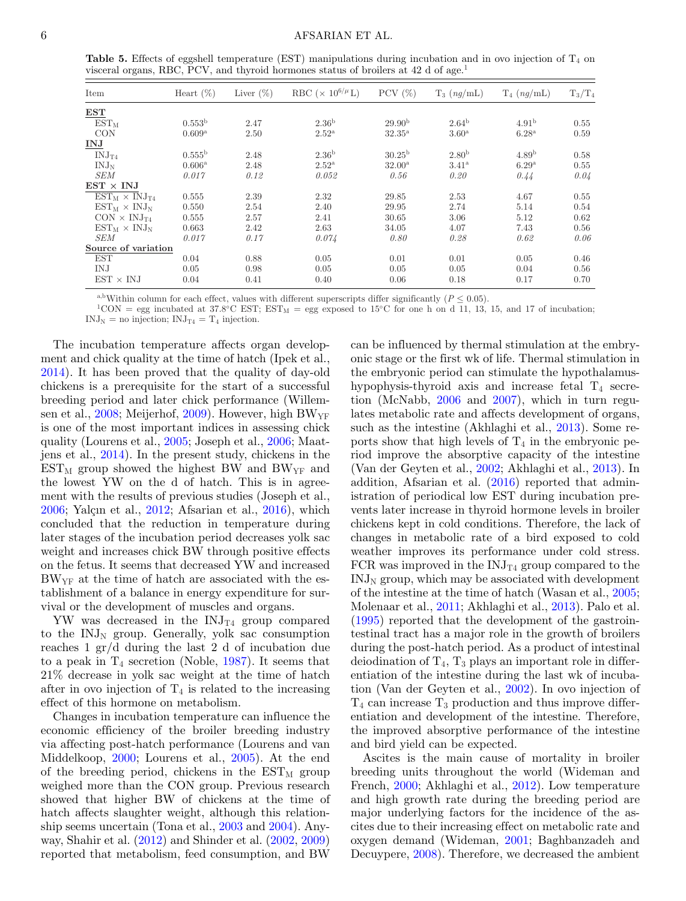**Table 5.** Effects of eggshell temperature (EST) manipulations during incubation and in ovo injection of $T_4$ on visceral organs, RBC, PCV, and thyroid hormones status of broilers at 42 d of age.[1]

| Item | Heart (%) | Liver (%) | RBC ($\times 10^{6/\mu}$L) | PCV (%) | $T_3$ (*ng*/mL) | $T_4$ (*ng*/mL) | $T_3/T_4$ |
|---|---|---|---|---|---|---|---|
| **EST** | | | | | | | |
| $EST_M$ | 0.553[b] | 2.47 | 2.36[b] | 29.90[b] | 2.64[b] | 4.91[b] | 0.55 |
| CON | 0.609[a] | 2.50 | 2.52[a] | 32.35[a] | 3.60[a] | 6.28[a] | 0.59 |
| **INJ** | | | | | | | |
| $INJ_{T4}$ | 0.555[b] | 2.48 | 2.36[b] | 30.25[b] | 2.80[b] | 4.89[b] | 0.58 |
| $INJ_N$ | 0.606[a] | 2.48 | 2.52[a] | 32.00[a] | 3.41[a] | 6.29[a] | 0.55 |
| *SEM* | *0.017* | *0.12* | *0.052* | *0.56* | *0.20* | *0.44* | *0.04* |
| **EST × INJ** | | | | | | | |
| $EST_M \times INJ_{T4}$ | 0.555 | 2.39 | 2.32 | 29.85 | 2.53 | 4.67 | 0.55 |
| $EST_M \times INJ_N$ | 0.550 | 2.54 | 2.40 | 29.95 | 2.74 | 5.14 | 0.54 |
| CON × $INJ_{T4}$ | 0.555 | 2.57 | 2.41 | 30.65 | 3.06 | 5.12 | 0.62 |
| $EST_M \times INJ_N$ | 0.663 | 2.42 | 2.63 | 34.05 | 4.07 | 7.43 | 0.56 |
| *SEM* | *0.017* | *0.17* | *0.074* | *0.80* | *0.28* | *0.62* | *0.06* |
| **Source of variation** | | | | | | | |
| EST | 0.04 | 0.88 | 0.05 | 0.01 | 0.01 | 0.05 | 0.46 |
| INJ | 0.05 | 0.98 | 0.05 | 0.05 | 0.05 | 0.04 | 0.56 |
| EST × INJ | 0.04 | 0.41 | 0.40 | 0.06 | 0.18 | 0.17 | 0.70 |

[a,b]Within column for each effect, values with different superscripts differ significantly ($P \leq 0.05$).

[1]CON = egg incubated at 37.8°C EST; $EST_M$ = egg exposed to 15°C for one h on d 11, 13, 15, and 17 of incubation; $INJ_N$ = no injection; $INJ_{T4}$ = $T_4$ injection.

The incubation temperature affects organ development and chick quality at the time of hatch (Ipek et al., 2014). It has been proved that the quality of day-old chickens is a prerequisite for the start of a successful breeding period and later chick performance (Willemsen et al., 2008; Meijerhof, 2009). However, high $BW_{YF}$ is one of the most important indices in assessing chick quality (Lourens et al., 2005; Joseph et al., 2006; Maatjens et al., 2014). In the present study, chickens in the $EST_M$ group showed the highest BW and $BW_{YF}$ and the lowest YW on the d of hatch. This is in agreement with the results of previous studies (Joseph et al., 2006; Yalçın et al., 2012; Afsarian et al., 2016), which concluded that the reduction in temperature during later stages of the incubation period decreases yolk sac weight and increases chick BW through positive effects on the fetus. It seems that decreased YW and increased $BW_{YF}$ at the time of hatch are associated with the establishment of a balance in energy expenditure for survival or the development of muscles and organs.

YW was decreased in the $INJ_{T4}$ group compared to the $INJ_N$ group. Generally, yolk sac consumption reaches 1 gr/d during the last 2 d of incubation due to a peak in $T_4$ secretion (Noble, 1987). It seems that 21% decrease in yolk sac weight at the time of hatch after in ovo injection of $T_4$ is related to the increasing effect of this hormone on metabolism.

Changes in incubation temperature can influence the economic efficiency of the broiler breeding industry via affecting post-hatch performance (Lourens and van Middelkoop, 2000; Lourens et al., 2005). At the end of the breeding period, chickens in the $EST_M$ group weighed more than the CON group. Previous research showed that higher BW of chickens at the time of hatch affects slaughter weight, although this relationship seems uncertain (Tona et al., 2003 and 2004). Anyway, Shahir et al. (2012) and Shinder et al. (2002, 2009) reported that metabolism, feed consumption, and BW can be influenced by thermal stimulation at the embryonic stage or the first wk of life. Thermal stimulation in the embryonic period can stimulate the hypothalamus-hypophysis-thyroid axis and increase fetal $T_4$ secretion (McNabb, 2006 and 2007), which in turn regulates metabolic rate and affects development of organs, such as the intestine (Akhlaghi et al., 2013). Some reports show that high levels of $T_4$ in the embryonic period improve the absorptive capacity of the intestine (Van der Geyten et al., 2002; Akhlaghi et al., 2013). In addition, Afsarian et al. (2016) reported that administration of periodical low EST during incubation prevents later increase in thyroid hormone levels in broiler chickens kept in cold conditions. Therefore, the lack of changes in metabolic rate of a bird exposed to cold weather improves its performance under cold stress. FCR was improved in the $INJ_{T4}$ group compared to the $INJ_N$ group, which may be associated with development of the intestine at the time of hatch (Wasan et al., 2005; Molenaar et al., 2011; Akhlaghi et al., 2013). Palo et al. (1995) reported that the development of the gastrointestinal tract has a major role in the growth of broilers during the post-hatch period. As a product of intestinal deiodination of $T_4$, $T_3$ plays an important role in differentiation of the intestine during the last wk of incubation (Van der Geyten et al., 2002). In ovo injection of $T_4$ can increase $T_3$ production and thus improve differentiation and development of the intestine. Therefore, the improved absorptive performance of the intestine and bird yield can be expected.

Ascites is the main cause of mortality in broiler breeding units throughout the world (Wideman and French, 2000; Akhlaghi et al., 2012). Low temperature and high growth rate during the breeding period are major underlying factors for the incidence of the ascites due to their increasing effect on metabolic rate and oxygen demand (Wideman, 2001; Baghbanzadeh and Decuypere, 2008). Therefore, we decreased the ambient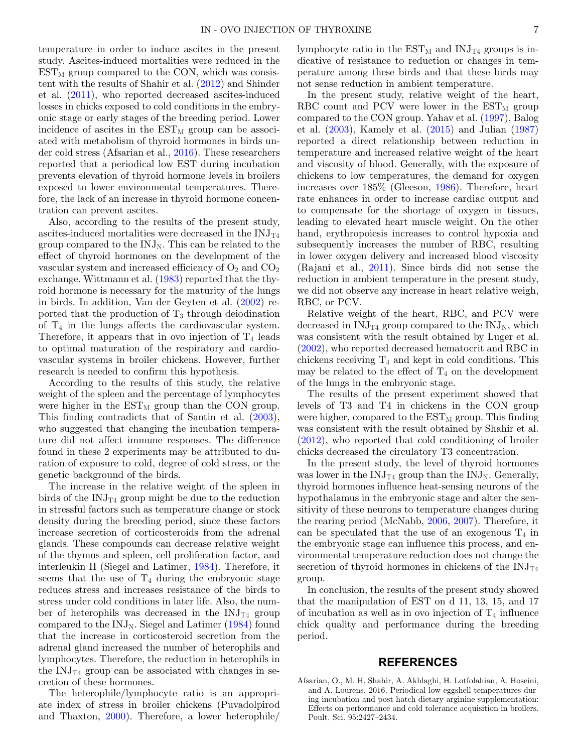temperature in order to induce ascites in the present study. Ascites-induced mortalities were reduced in the $EST_M$ group compared to the CON, which was consistent with the results of Shahir et al. (2012) and Shinder et al. (2011), who reported decreased ascites-induced losses in chicks exposed to cold conditions in the embryonic stage or early stages of the breeding period. Lower incidence of ascites in the $EST_M$ group can be associated with metabolism of thyroid hormones in birds under cold stress (Afsarian et al., 2016). These researchers reported that a periodical low EST during incubation prevents elevation of thyroid hormone levels in broilers exposed to lower environmental temperatures. Therefore, the lack of an increase in thyroid hormone concentration can prevent ascites.

Also, according to the results of the present study, ascites-induced mortalities were decreased in the $INJ_{T4}$ group compared to the $INJ_N$. This can be related to the effect of thyroid hormones on the development of the vascular system and increased efficiency of $O_2$ and $CO_2$ exchange. Wittmann et al. (1983) reported that the thyroid hormone is necessary for the maturity of the lungs in birds. In addition, Van der Geyten et al. (2002) reported that the production of $T_3$ through deiodination of $T_4$ in the lungs affects the cardiovascular system. Therefore, it appears that in ovo injection of $T_4$ leads to optimal maturation of the respiratory and cardiovascular systems in broiler chickens. However, further research is needed to confirm this hypothesis.

According to the results of this study, the relative weight of the spleen and the percentage of lymphocytes were higher in the $EST_M$ group than the CON group. This finding contradicts that of Santin et al. (2003), who suggested that changing the incubation temperature did not affect immune responses. The difference found in these 2 experiments may be attributed to duration of exposure to cold, degree of cold stress, or the genetic background of the birds.

The increase in the relative weight of the spleen in birds of the $INJ_{T4}$ group might be due to the reduction in stressful factors such as temperature change or stock density during the breeding period, since these factors increase secretion of corticosteroids from the adrenal glands. These compounds can decrease relative weight of the thymus and spleen, cell proliferation factor, and interleukin II (Siegel and Latimer, 1984). Therefore, it seems that the use of $T_4$ during the embryonic stage reduces stress and increases resistance of the birds to stress under cold conditions in later life. Also, the number of heterophils was decreased in the $INJ_{T4}$ group compared to the $INJ_N$. Siegel and Latimer (1984) found that the increase in corticosteroid secretion from the adrenal gland increased the number of heterophils and lymphocytes. Therefore, the reduction in heterophils in the $INJ_{T4}$ group can be associated with changes in secretion of these hormones.

The heterophile/lymphocyte ratio is an appropriate index of stress in broiler chickens (Puvadolpirod and Thaxton, 2000). Therefore, a lower heterophile/lymphocyte ratio in the $EST_M$ and $INJ_{T4}$ groups is indicative of resistance to reduction or changes in temperature among these birds and that these birds may not sense reduction in ambient temperature.

In the present study, relative weight of the heart, RBC count and PCV were lower in the $EST_M$ group compared to the CON group. Yahav et al. (1997), Balog et al. (2003), Kamely et al. (2015) and Julian (1987) reported a direct relationship between reduction in temperature and increased relative weight of the heart and viscosity of blood. Generally, with the exposure of chickens to low temperatures, the demand for oxygen increases over 185% (Gleeson, 1986). Therefore, heart rate enhances in order to increase cardiac output and to compensate for the shortage of oxygen in tissues, leading to elevated heart muscle weight. On the other hand, erythropoiesis increases to control hypoxia and subsequently increases the number of RBC, resulting in lower oxygen delivery and increased blood viscosity (Rajani et al., 2011). Since birds did not sense the reduction in ambient temperature in the present study, we did not observe any increase in heart relative weigh, RBC, or PCV.

Relative weight of the heart, RBC, and PCV were decreased in $INJ_{T4}$ group compared to the $INJ_N$, which was consistent with the result obtained by Luger et al. (2002), who reported decreased hematocrit and RBC in chickens receiving $T_4$ and kept in cold conditions. This may be related to the effect of $T_4$ on the development of the lungs in the embryonic stage.

The results of the present experiment showed that levels of T3 and T4 in chickens in the CON group were higher, compared to the $EST_M$ group. This finding was consistent with the result obtained by Shahir et al. (2012), who reported that cold conditioning of broiler chicks decreased the circulatory T3 concentration.

In the present study, the level of thyroid hormones was lower in the $INJ_{T4}$ group than the $INJ_N$. Generally, thyroid hormones influence heat-sensing neurons of the hypothalamus in the embryonic stage and alter the sensitivity of these neurons to temperature changes during the rearing period (McNabb, 2006, 2007). Therefore, it can be speculated that the use of an exogenous $T_4$ in the embryonic stage can influence this process, and environmental temperature reduction does not change the secretion of thyroid hormones in chickens of the $INJ_{T4}$ group.

In conclusion, the results of the present study showed that the manipulation of EST on d 11, 13, 15, and 17 of incubation as well as in ovo injection of $T_4$ influence chick quality and performance during the breeding period.

## REFERENCES

Afsarian, O., M. H. Shahir, A. Akhlaghi, H. Lotfolahian, A. Hoseini, and A. Lourens. 2016. Periodical low eggshell temperatures during incubation and post hatch dietary arginine supplementation: Effects on performance and cold tolerance acquisition in broilers. Poult. Sci. 95:2427–2434.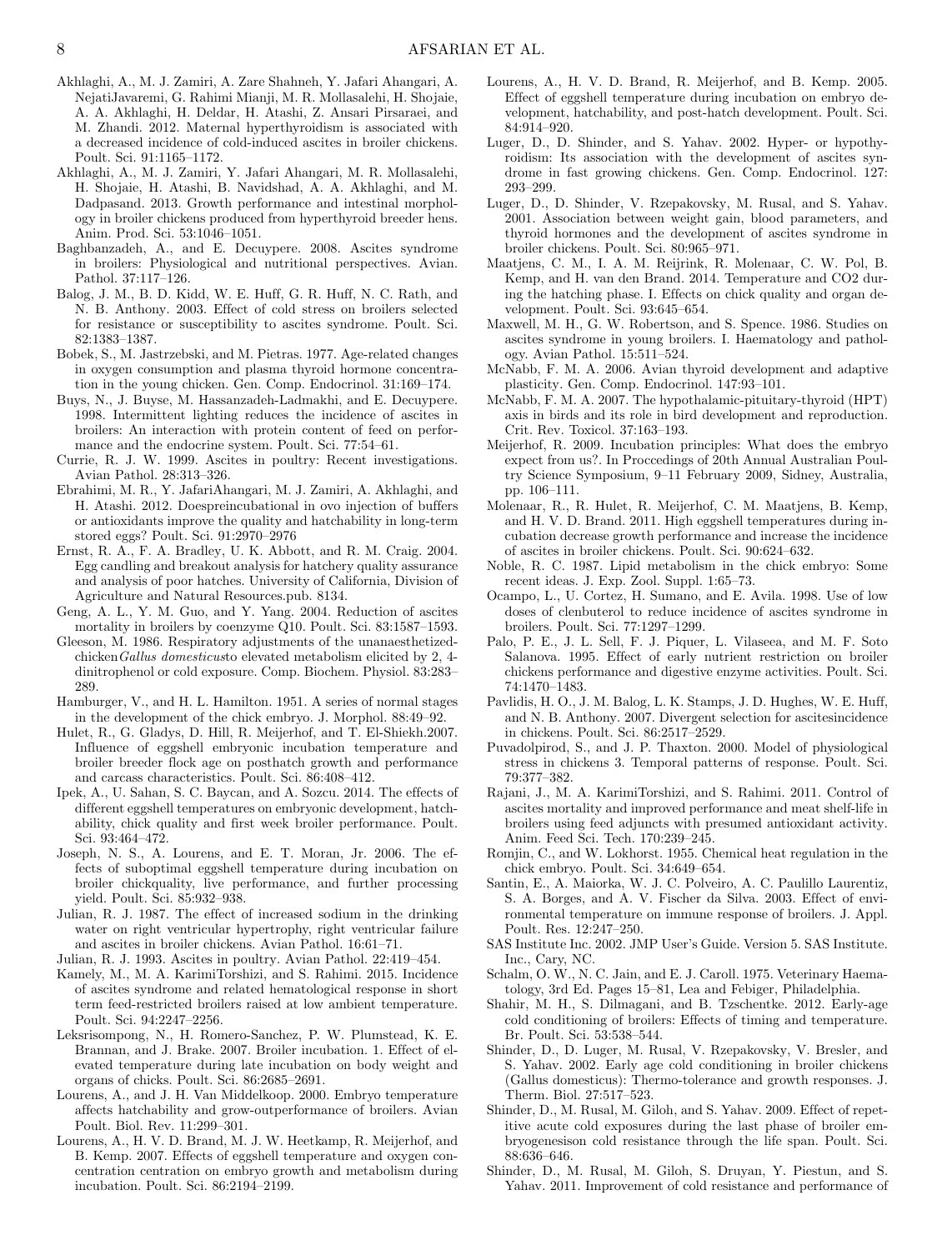Akhlaghi, A., M. J. Zamiri, A. Zare Shahneh, Y. Jafari Ahangari, A. NejatiJavaremi, G. Rahimi Mianji, M. R. Mollasalehi, H. Shojaie, A. A. Akhlaghi, H. Deldar, H. Atashi, Z. Ansari Pirsaraei, and M. Zhandi. 2012. Maternal hyperthyroidism is associated with a decreased incidence of cold-induced ascites in broiler chickens. Poult. Sci. 91:1165–1172.

Akhlaghi, A., M. J. Zamiri, Y. Jafari Ahangari, M. R. Mollasalehi, H. Shojaie, H. Atashi, B. Navidshad, A. A. Akhlaghi, and M. Dadpasand. 2013. Growth performance and intestinal morphology in broiler chickens produced from hyperthyroid breeder hens. Anim. Prod. Sci. 53:1046–1051.

Baghbanzadeh, A., and E. Decuypere. 2008. Ascites syndrome in broilers: Physiological and nutritional perspectives. Avian. Pathol. 37:117–126.

Balog, J. M., B. D. Kidd, W. E. Huff, G. R. Huff, N. C. Rath, and N. B. Anthony. 2003. Effect of cold stress on broilers selected for resistance or susceptibility to ascites syndrome. Poult. Sci. 82:1383–1387.

Bobek, S., M. Jastrzebski, and M. Pietras. 1977. Age-related changes in oxygen consumption and plasma thyroid hormone concentration in the young chicken. Gen. Comp. Endocrinol. 31:169–174.

Buys, N., J. Buyse, M. Hassanzadeh-Ladmakhi, and E. Decuypere. 1998. Intermittent lighting reduces the incidence of ascites in broilers: An interaction with protein content of feed on performance and the endocrine system. Poult. Sci. 77:54–61.

Currie, R. J. W. 1999. Ascites in poultry: Recent investigations. Avian Pathol. 28:313–326.

Ebrahimi, M. R., Y. JafariAhangari, M. J. Zamiri, A. Akhlaghi, and H. Atashi. 2012. Doespreincubational in ovo injection of buffers or antioxidants improve the quality and hatchability in long-term stored eggs? Poult. Sci. 91:2970–2976

Ernst, R. A., F. A. Bradley, U. K. Abbott, and R. M. Craig. 2004. Egg candling and breakout analysis for hatchery quality assurance and analysis of poor hatches. University of California, Division of Agriculture and Natural Resources.pub. 8134.

Geng, A. L., Y. M. Guo, and Y. Yang. 2004. Reduction of ascites mortality in broilers by coenzyme Q10. Poult. Sci. 83:1587–1593.

Gleeson, M. 1986. Respiratory adjustments of the unanaesthetizedchicken*Gallus domesticus*to elevated metabolism elicited by 2, 4-dinitrophenol or cold exposure. Comp. Biochem. Physiol. 83:283–289.

Hamburger, V., and H. L. Hamilton. 1951. A series of normal stages in the development of the chick embryo. J. Morphol. 88:49–92.

Hulet, R., G. Gladys, D. Hill, R. Meijerhof, and T. El-Shiekh.2007. Influence of eggshell embryonic incubation temperature and broiler breeder flock age on posthatch growth and performance and carcass characteristics. Poult. Sci. 86:408–412.

Ipek, A., U. Sahan, S. C. Baycan, and A. Sozcu. 2014. The effects of different eggshell temperatures on embryonic development, hatchability, chick quality and first week broiler performance. Poult. Sci. 93:464–472.

Joseph, N. S., A. Lourens, and E. T. Moran, Jr. 2006. The effects of suboptimal eggshell temperature during incubation on broiler chickquality, live performance, and further processing yield. Poult. Sci. 85:932–938.

Julian, R. J. 1987. The effect of increased sodium in the drinking water on right ventricular hypertrophy, right ventricular failure and ascites in broiler chickens. Avian Pathol. 16:61–71.

Julian, R. J. 1993. Ascites in poultry. Avian Pathol. 22:419–454.

Kamely, M., M. A. KarimiTorshizi, and S. Rahimi. 2015. Incidence of ascites syndrome and related hematological response in short term feed-restricted broilers raised at low ambient temperature. Poult. Sci. 94:2247–2256.

Leksrisompong, N., H. Romero-Sanchez, P. W. Plumstead, K. E. Brannan, and J. Brake. 2007. Broiler incubation. 1. Effect of elevated temperature during late incubation on body weight and organs of chicks. Poult. Sci. 86:2685–2691.

Lourens, A., and J. H. Van Middelkoop. 2000. Embryo temperature affects hatchability and grow-outperformance of broilers. Avian Poult. Biol. Rev. 11:299–301.

Lourens, A., H. V. D. Brand, M. J. W. Heetkamp, R. Meijerhof, and B. Kemp. 2007. Effects of eggshell temperature and oxygen concentration centration on embryo growth and metabolism during incubation. Poult. Sci. 86:2194–2199.

Lourens, A., H. V. D. Brand, R. Meijerhof, and B. Kemp. 2005. Effect of eggshell temperature during incubation on embryo development, hatchability, and post-hatch development. Poult. Sci. 84:914–920.

Luger, D., D. Shinder, and S. Yahav. 2002. Hyper- or hypothyroidism: Its association with the development of ascites syndrome in fast growing chickens. Gen. Comp. Endocrinol. 127: 293–299.

Luger, D., D. Shinder, V. Rzepakovsky, M. Rusal, and S. Yahav. 2001. Association between weight gain, blood parameters, and thyroid hormones and the development of ascites syndrome in broiler chickens. Poult. Sci. 80:965–971.

Maatjens, C. M., I. A. M. Reijrink, R. Molenaar, C. W. Pol, B. Kemp, and H. van den Brand. 2014. Temperature and CO2 during the hatching phase. I. Effects on chick quality and organ development. Poult. Sci. 93:645–654.

Maxwell, M. H., G. W. Robertson, and S. Spence. 1986. Studies on ascites syndrome in young broilers. I. Haematology and pathology. Avian Pathol. 15:511–524.

McNabb, F. M. A. 2006. Avian thyroid development and adaptive plasticity. Gen. Comp. Endocrinol. 147:93–101.

McNabb, F. M. A. 2007. The hypothalamic-pituitary-thyroid (HPT) axis in birds and its role in bird development and reproduction. Crit. Rev. Toxicol. 37:163–193.

Meijerhof, R. 2009. Incubation principles: What does the embryo expect from us?. In Proccedings of 20th Annual Australian Poultry Science Symposium, 9–11 February 2009, Sidney, Australia, pp. 106–111.

Molenaar, R., R. Hulet, R. Meijerhof, C. M. Maatjens, B. Kemp, and H. V. D. Brand. 2011. High eggshell temperatures during incubation decrease growth performance and increase the incidence of ascites in broiler chickens. Poult. Sci. 90:624–632.

Noble, R. C. 1987. Lipid metabolism in the chick embryo: Some recent ideas. J. Exp. Zool. Suppl. 1:65–73.

Ocampo, L., U. Cortez, H. Sumano, and E. Avila. 1998. Use of low doses of clenbuterol to reduce incidence of ascites syndrome in broilers. Poult. Sci. 77:1297–1299.

Palo, P. E., J. L. Sell, F. J. Piquer, L. Vilaseea, and M. F. Soto Salanova. 1995. Effect of early nutrient restriction on broiler chickens performance and digestive enzyme activities. Poult. Sci. 74:1470–1483.

Pavlidis, H. O., J. M. Balog, L. K. Stamps, J. D. Hughes, W. E. Huff, and N. B. Anthony. 2007. Divergent selection for ascitesincidence in chickens. Poult. Sci. 86:2517–2529.

Puvadolpirod, S., and J. P. Thaxton. 2000. Model of physiological stress in chickens 3. Temporal patterns of response. Poult. Sci. 79:377–382.

Rajani, J., M. A. KarimiTorshizi, and S. Rahimi. 2011. Control of ascites mortality and improved performance and meat shelf-life in broilers using feed adjuncts with presumed antioxidant activity. Anim. Feed Sci. Tech. 170:239–245.

Romjin, C., and W. Lokhorst. 1955. Chemical heat regulation in the chick embryo. Poult. Sci. 34:649–654.

Santin, E., A. Maiorka, W. J. C. Polveiro, A. C. Paulillo Laurentiz, S. A. Borges, and A. V. Fischer da Silva. 2003. Effect of environmental temperature on immune response of broilers. J. Appl. Poult. Res. 12:247–250.

SAS Institute Inc. 2002. JMP User's Guide. Version 5. SAS Institute. Inc., Cary, NC.

Schalm, O. W., N. C. Jain, and E. J. Caroll. 1975. Veterinary Haematology, 3rd Ed. Pages 15–81, Lea and Febiger, Philadelphia.

Shahir, M. H., S. Dilmagani, and B. Tzschentke. 2012. Early-age cold conditioning of broilers: Effects of timing and temperature. Br. Poult. Sci. 53:538–544.

Shinder, D., D. Luger, M. Rusal, V. Rzepakovsky, V. Bresler, and S. Yahav. 2002. Early age cold conditioning in broiler chickens (Gallus domesticus): Thermo-tolerance and growth responses. J. Therm. Biol. 27:517–523.

Shinder, D., M. Rusal, M. Giloh, and S. Yahav. 2009. Effect of repetitive acute cold exposures during the last phase of broiler embryogenesison cold resistance through the life span. Poult. Sci. 88:636–646.

Shinder, D., M. Rusal, M. Giloh, S. Druyan, Y. Piestun, and S. Yahav. 2011. Improvement of cold resistance and performance of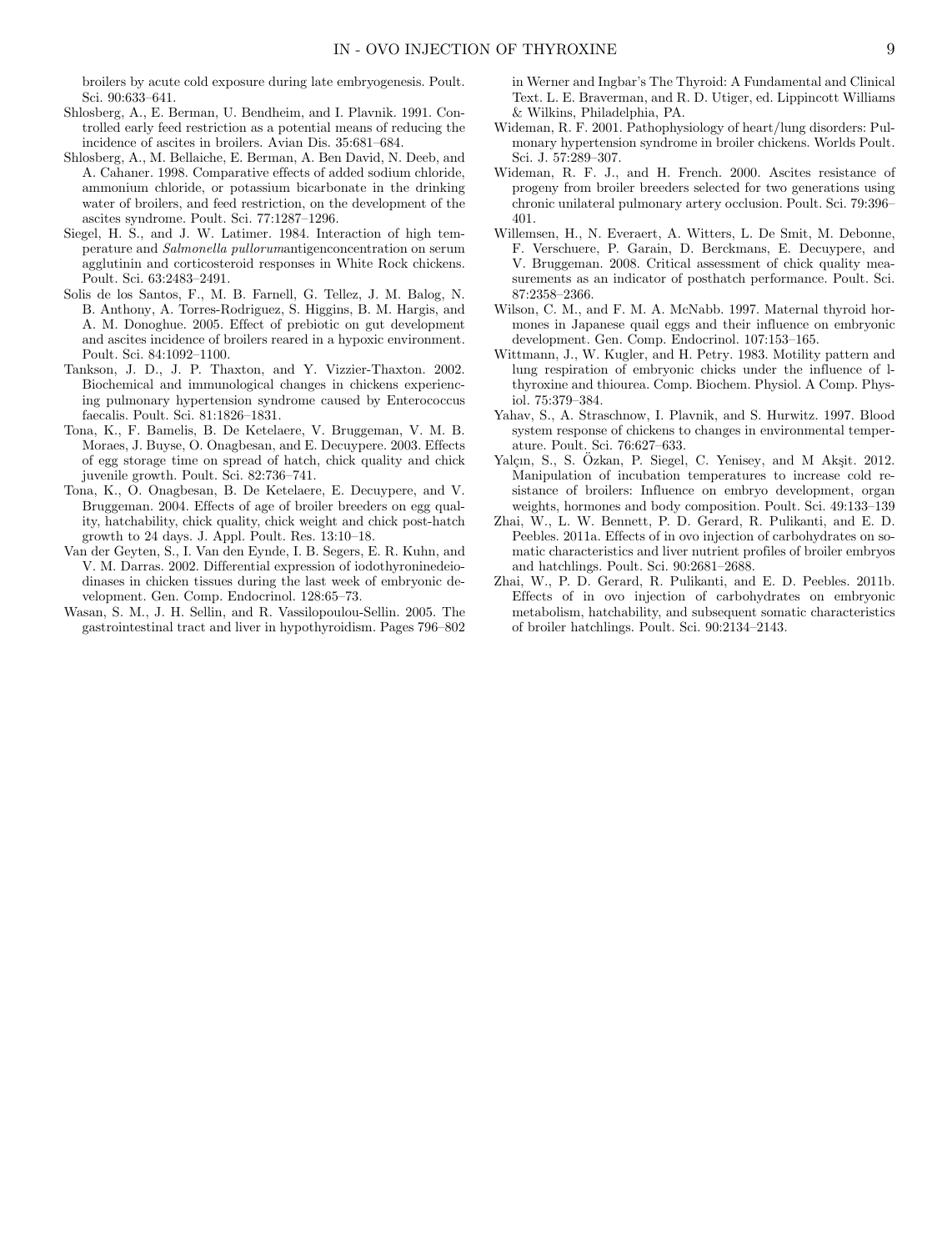broilers by acute cold exposure during late embryogenesis. Poult. Sci. 90:633–641.

Shlosberg, A., E. Berman, U. Bendheim, and I. Plavnik. 1991. Controlled early feed restriction as a potential means of reducing the incidence of ascites in broilers. Avian Dis. 35:681–684.

Shlosberg, A., M. Bellaiche, E. Berman, A. Ben David, N. Deeb, and A. Cahaner. 1998. Comparative effects of added sodium chloride, ammonium chloride, or potassium bicarbonate in the drinking water of broilers, and feed restriction, on the development of the ascites syndrome. Poult. Sci. 77:1287–1296.

Siegel, H. S., and J. W. Latimer. 1984. Interaction of high temperature and *Salmonella pullorum*antigenconcentration on serum agglutinin and corticosteroid responses in White Rock chickens. Poult. Sci. 63:2483–2491.

Solis de los Santos, F., M. B. Farnell, G. Tellez, J. M. Balog, N. B. Anthony, A. Torres-Rodriguez, S. Higgins, B. M. Hargis, and A. M. Donoghue. 2005. Effect of prebiotic on gut development and ascites incidence of broilers reared in a hypoxic environment. Poult. Sci. 84:1092–1100.

Tankson, J. D., J. P. Thaxton, and Y. Vizzier-Thaxton. 2002. Biochemical and immunological changes in chickens experiencing pulmonary hypertension syndrome caused by Enterococcus faecalis. Poult. Sci. 81:1826–1831.

Tona, K., F. Bamelis, B. De Ketelaere, V. Bruggeman, V. M. B. Moraes, J. Buyse, O. Onagbesan, and E. Decuypere. 2003. Effects of egg storage time on spread of hatch, chick quality and chick juvenile growth. Poult. Sci. 82:736–741.

Tona, K., O. Onagbesan, B. De Ketelaere, E. Decuypere, and V. Bruggeman. 2004. Effects of age of broiler breeders on egg quality, hatchability, chick quality, chick weight and chick post-hatch growth to 24 days. J. Appl. Poult. Res. 13:10–18.

Van der Geyten, S., I. Van den Eynde, I. B. Segers, E. R. Kuhn, and V. M. Darras. 2002. Differential expression of iodothyroninedeiodinases in chicken tissues during the last week of embryonic development. Gen. Comp. Endocrinol. 128:65–73.

Wasan, S. M., J. H. Sellin, and R. Vassilopoulou-Sellin. 2005. The gastrointestinal tract and liver in hypothyroidism. Pages 796–802 in Werner and Ingbar's The Thyroid: A Fundamental and Clinical Text. L. E. Braverman, and R. D. Utiger, ed. Lippincott Williams & Wilkins, Philadelphia, PA.

Wideman, R. F. 2001. Pathophysiology of heart/lung disorders: Pulmonary hypertension syndrome in broiler chickens. Worlds Poult. Sci. J. 57:289–307.

Wideman, R. F. J., and H. French. 2000. Ascites resistance of progeny from broiler breeders selected for two generations using chronic unilateral pulmonary artery occlusion. Poult. Sci. 79:396–401.

Willemsen, H., N. Everaert, A. Witters, L. De Smit, M. Debonne, F. Verschuere, P. Garain, D. Berckmans, E. Decuypere, and V. Bruggeman. 2008. Critical assessment of chick quality measurements as an indicator of posthatch performance. Poult. Sci. 87:2358–2366.

Wilson, C. M., and F. M. A. McNabb. 1997. Maternal thyroid hormones in Japanese quail eggs and their influence on embryonic development. Gen. Comp. Endocrinol. 107:153–165.

Wittmann, J., W. Kugler, and H. Petry. 1983. Motility pattern and lung respiration of embryonic chicks under the influence of l-thyroxine and thiourea. Comp. Biochem. Physiol. A Comp. Physiol. 75:379–384.

Yahav, S., A. Straschnow, I. Plavnik, and S. Hurwitz. 1997. Blood system response of chickens to changes in environmental temperature. Poult. Sci. 76:627–633.

Yalçın, S., S. Özkan, P. Siegel, C. Yenisey, and M Akşit. 2012. Manipulation of incubation temperatures to increase cold resistance of broilers: Influence on embryo development, organ weights, hormones and body composition. Poult. Sci. 49:133–139

Zhai, W., L. W. Bennett, P. D. Gerard, R. Pulikanti, and E. D. Peebles. 2011a. Effects of in ovo injection of carbohydrates on somatic characteristics and liver nutrient profiles of broiler embryos and hatchlings. Poult. Sci. 90:2681–2688.

Zhai, W., P. D. Gerard, R. Pulikanti, and E. D. Peebles. 2011b. Effects of in ovo injection of carbohydrates on embryonic metabolism, hatchability, and subsequent somatic characteristics of broiler hatchlings. Poult. Sci. 90:2134–2143.